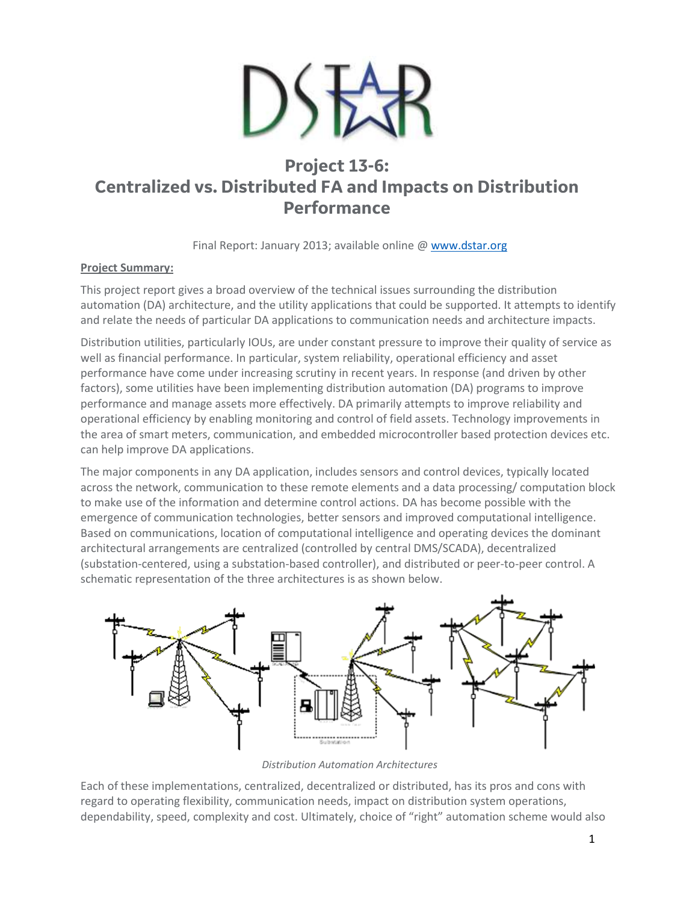# Project 13-6: Centralized vs. Distributed FA and Impacts on Distribution Performance

Final Report: January 2013; available online @ www.dstar.org

**Project Summary:**

This project report gives a broad overview of the technical issues surrounding the distribution automation (DA) architecture, and the utility applications that could be supported. It attempts to identify and relate the needs of particular DA applications to communication needs and architecture impacts.

Distribution utilities, particularly IOUs, are under constant pressure to improve their quality of service as well as financial performance. In particular, system reliability, operational efficiency and asset performance have come under increasing scrutiny in recent years. In response (and driven by other factors), some utilities have been implementing distribution automation (DA) programs to improve performance and manage assets more effectively. DA primarily attempts to improve reliability and operational efficiency by enabling monitoring and control of field assets. Technology improvements in the area of smart meters, communication, and embedded microcontroller based protection devices etc. can help improve DA applications.

The major components in any DA application, includes sensors and control devices, typically located across the network, communication to these remote elements and a data processing/ computation block to make use of the information and determine control actions. DA has become possible with the emergence of communication technologies, better sensors and improved computational intelligence. Based on communications, location of computational intelligence and operating devices the dominant architectural arrangements are centralized (controlled by central DMS/SCADA), decentralized (substation-centered, using a substation-based controller), and distributed or peer-to-peer control. A schematic representation of the three architectures is as shown below.

*Distribution Automation Architectures*

Each of these implementations, centralized, decentralized or distributed, has its pros and cons with regard to operating flexibility, communication needs, impact on distribution system operations, dependability, speed, complexity and cost. Ultimately, choice of "right" automation scheme would also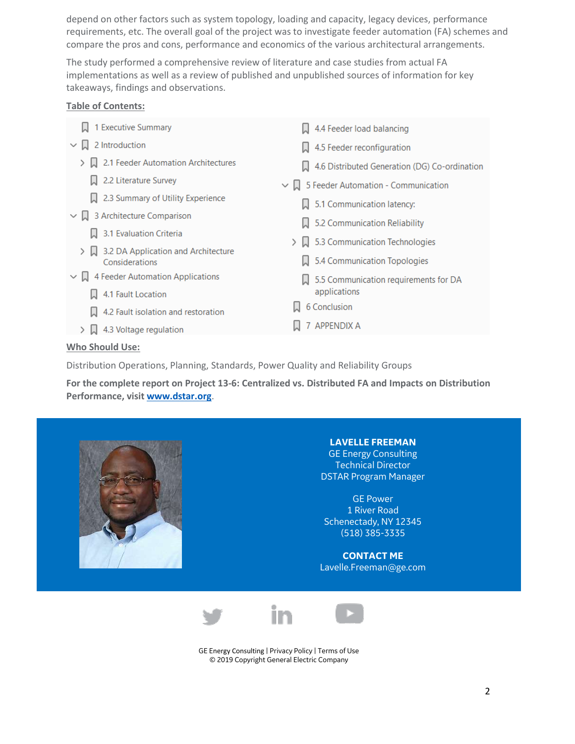depend on other factors such as system topology, loading and capacity, legacy devices, performance requirements, etc. The overall goal of the project was to investigate feeder automation (FA) schemes and compare the pros and cons, performance and economics of the various architectural arrangements.

The study performed a comprehensive review of literature and case studies from actual FA implementations as well as a review of published and unpublished sources of information for key takeaways, findings and observations.

**Table of Contents:**

- 1 Executive Summary
- 2 Introduction
  - 2.1 Feeder Automation Architectures
  - 2.2 Literature Survey
  - 2.3 Summary of Utility Experience
- 3 Architecture Comparison
  - 3.1 Evaluation Criteria
  - 3.2 DA Application and Architecture Considerations
- 4 Feeder Automation Applications
  - 4.1 Fault Location
  - 4.2 Fault isolation and restoration
  - 4.3 Voltage regulation
  - 4.4 Feeder load balancing
  - 4.5 Feeder reconfiguration
  - 4.6 Distributed Generation (DG) Co-ordination
- 5 Feeder Automation - Communication
  - 5.1 Communication latency:
  - 5.2 Communication Reliability
  - 5.3 Communication Technologies
  - 5.4 Communication Topologies
  - 5.5 Communication requirements for DA applications
- 6 Conclusion
- 7 APPENDIX A

**Who Should Use:**

Distribution Operations, Planning, Standards, Power Quality and Reliability Groups

**For the complete report on Project 13-6: Centralized vs. Distributed FA and Impacts on Distribution Performance, visit [www.dstar.org](www.dstar.org).**

**LAVELLE FREEMAN**
GE Energy Consulting
Technical Director
DSTAR Program Manager

GE Power
1 River Road
Schenectady, NY 12345
(518) 385-3335

**CONTACT ME**
Lavelle.Freeman@ge.com

GE Energy Consulting | Privacy Policy | Terms of Use
© 2019 Copyright General Electric Company